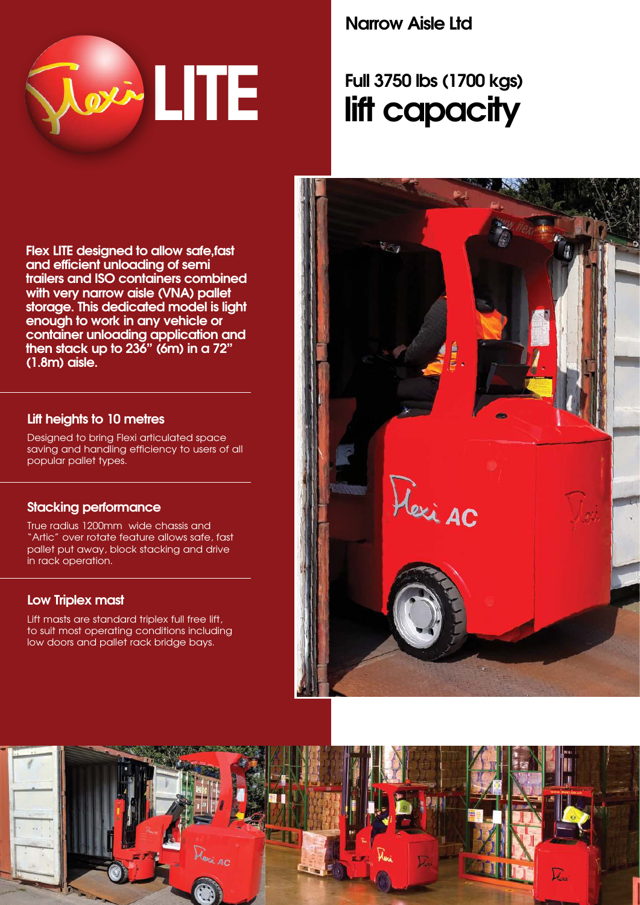# Flexi LITE

## Narrow Aisle Ltd

## Full 3750 lbs (1700 kgs) lift capacity

**Flex LITE designed to allow safe,fast and efficient unloading of semi trailers and ISO containers combined with very narrow aisle (VNA) pallet storage. This dedicated model is light enough to work in any vehicle or container unloading application and then stack up to 236" (6m) in a 72" (1.8m) aisle.**

### Lift heights to 10 metres

Designed to bring Flexi articulated space saving and handling efficiency to users of all popular pallet types.

### Stacking performance

True radius 1200mm wide chassis and "Artic" over rotate feature allows safe, fast pallet put away, block stacking and drive in rack operation.

### Low Triplex mast

Lift masts are standard triplex full free lift, to suit most operating conditions including low doors and pallet rack bridge bays.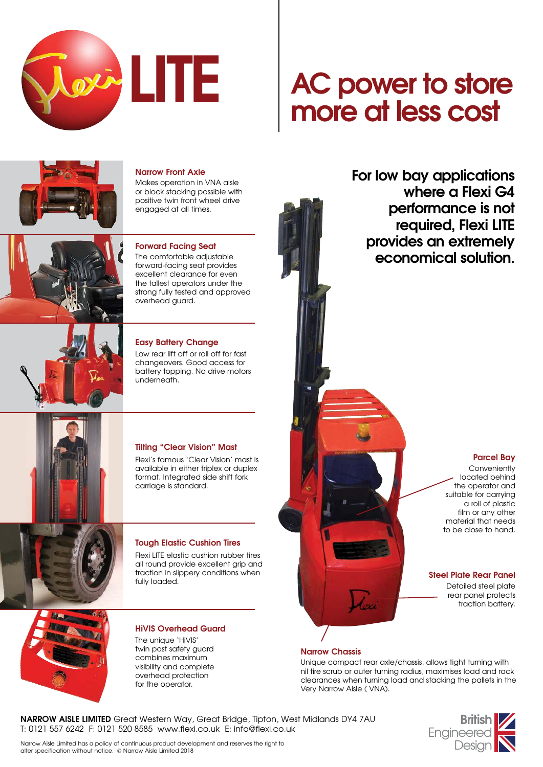# LITE

## AC power to store more at less cost

**For low bay applications where a Flexi G4 performance is not required, Flexi LITE provides an extremely economical solution.**

### Narrow Front Axle

Makes operation in VNA aisle or block stacking possible with positive twin front wheel drive engaged at all times.

### Forward Facing Seat

The comfortable adjustable forward-facing seat provides excellent clearance for even the tallest operators under the strong fully tested and approved overhead guard.

### Easy Battery Change

Low rear lift off or roll off for fast changeovers. Good access for battery topping. No drive motors underneath.

### Tilting "Clear Vision" Mast

Flexi's famous 'Clear Vision' mast is available in either triplex or duplex format. Integrated side shift fork carriage is standard.

### Tough Elastic Cushion Tires

Flexi LITE elastic cushion rubber tires all round provide excellent grip and traction in slippery conditions when fully loaded.

### HiVIS Overhead Guard

The unique 'HiVIS' twin post safety guard combines maximum visibility and complete overhead protection for the operator.

### Parcel Bay

Conveniently located behind the operator and suitable for carrying a roll of plastic film or any other material that needs to be close to hand.

### Steel Plate Rear Panel

Detailed steel plate rear panel protects traction battery.

### Narrow Chassis

Unique compact rear axle/chassis, allows tight turning with nil tire scrub or outer turning radius, maximises load and rack clearances when turning load and stacking the pallets in the Very Narrow Aisle ( VNA).

**NARROW AISLE LIMITED** Great Western Way, Great Bridge, Tipton, West Midlands DY4 7AU
T: 0121 557 6242 F: 0121 520 8585 www.flexi.co.uk E: info@flexi.co.uk

Narrow Aisle Limited has a policy of continuous product development and reserves the right to alter specification without notice. © Narrow Aisle Limited 2018

British Engineered Design